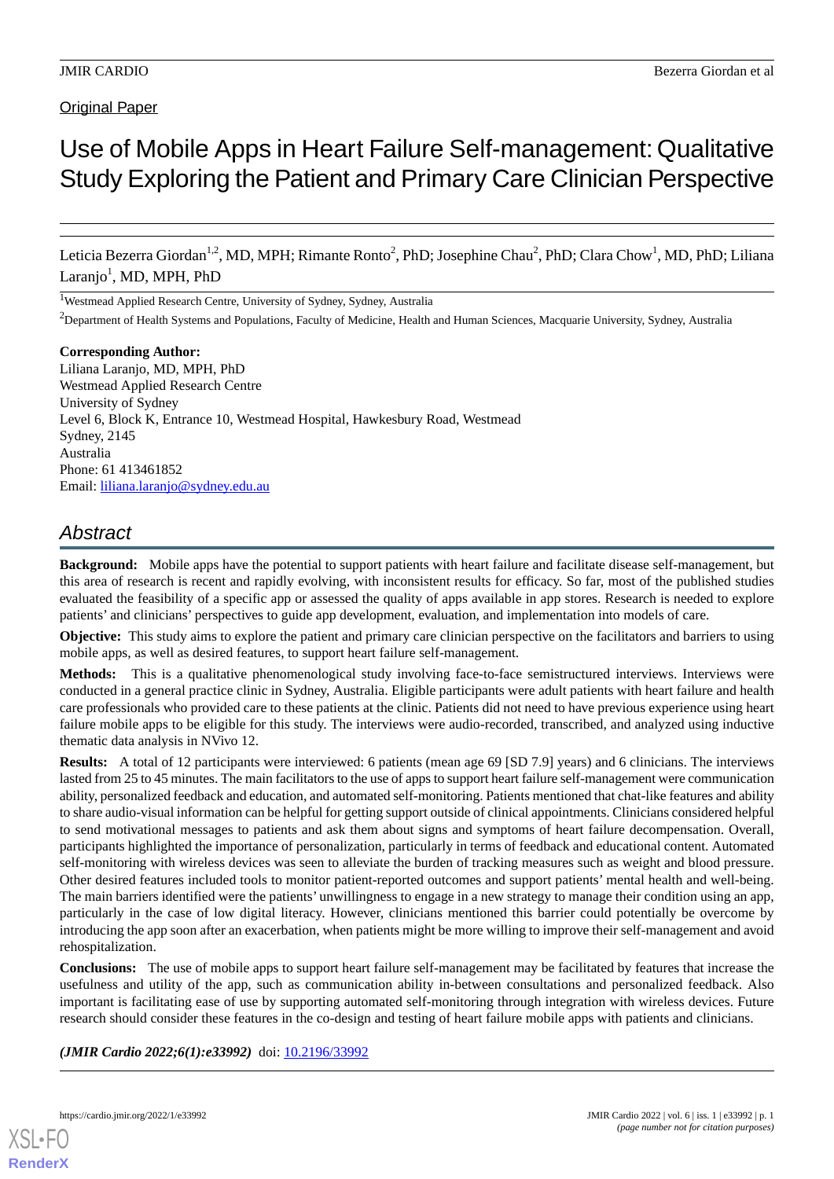Original Paper

# Use of Mobile Apps in Heart Failure Self-management: Qualitative Study Exploring the Patient and Primary Care Clinician Perspective

Leticia Bezerra Giordan[1,2], MD, MPH; Rimante Ronto[2], PhD; Josephine Chau[2], PhD; Clara Chow[1], MD, PhD; Liliana Laranjo[1], MD, MPH, PhD

[1]Westmead Applied Research Centre, University of Sydney, Sydney, Australia

[2]Department of Health Systems and Populations, Faculty of Medicine, Health and Human Sciences, Macquarie University, Sydney, Australia

**Corresponding Author:**
Liliana Laranjo, MD, MPH, PhD
Westmead Applied Research Centre
University of Sydney
Level 6, Block K, Entrance 10, Westmead Hospital, Hawkesbury Road, Westmead
Sydney, 2145
Australia
Phone: 61 413461852
Email: liliana.laranjo@sydney.edu.au

## Abstract

**Background:** Mobile apps have the potential to support patients with heart failure and facilitate disease self-management, but this area of research is recent and rapidly evolving, with inconsistent results for efficacy. So far, most of the published studies evaluated the feasibility of a specific app or assessed the quality of apps available in app stores. Research is needed to explore patients' and clinicians' perspectives to guide app development, evaluation, and implementation into models of care.

**Objective:** This study aims to explore the patient and primary care clinician perspective on the facilitators and barriers to using mobile apps, as well as desired features, to support heart failure self-management.

**Methods:** This is a qualitative phenomenological study involving face-to-face semistructured interviews. Interviews were conducted in a general practice clinic in Sydney, Australia. Eligible participants were adult patients with heart failure and health care professionals who provided care to these patients at the clinic. Patients did not need to have previous experience using heart failure mobile apps to be eligible for this study. The interviews were audio-recorded, transcribed, and analyzed using inductive thematic data analysis in NVivo 12.

**Results:** A total of 12 participants were interviewed: 6 patients (mean age 69 [SD 7.9] years) and 6 clinicians. The interviews lasted from 25 to 45 minutes. The main facilitators to the use of apps to support heart failure self-management were communication ability, personalized feedback and education, and automated self-monitoring. Patients mentioned that chat-like features and ability to share audio-visual information can be helpful for getting support outside of clinical appointments. Clinicians considered helpful to send motivational messages to patients and ask them about signs and symptoms of heart failure decompensation. Overall, participants highlighted the importance of personalization, particularly in terms of feedback and educational content. Automated self-monitoring with wireless devices was seen to alleviate the burden of tracking measures such as weight and blood pressure. Other desired features included tools to monitor patient-reported outcomes and support patients' mental health and well-being. The main barriers identified were the patients' unwillingness to engage in a new strategy to manage their condition using an app, particularly in the case of low digital literacy. However, clinicians mentioned this barrier could potentially be overcome by introducing the app soon after an exacerbation, when patients might be more willing to improve their self-management and avoid rehospitalization.

**Conclusions:** The use of mobile apps to support heart failure self-management may be facilitated by features that increase the usefulness and utility of the app, such as communication ability in-between consultations and personalized feedback. Also important is facilitating ease of use by supporting automated self-monitoring through integration with wireless devices. Future research should consider these features in the co-design and testing of heart failure mobile apps with patients and clinicians.

***(JMIR Cardio 2022;6(1):e33992)*** doi: 10.2196/33992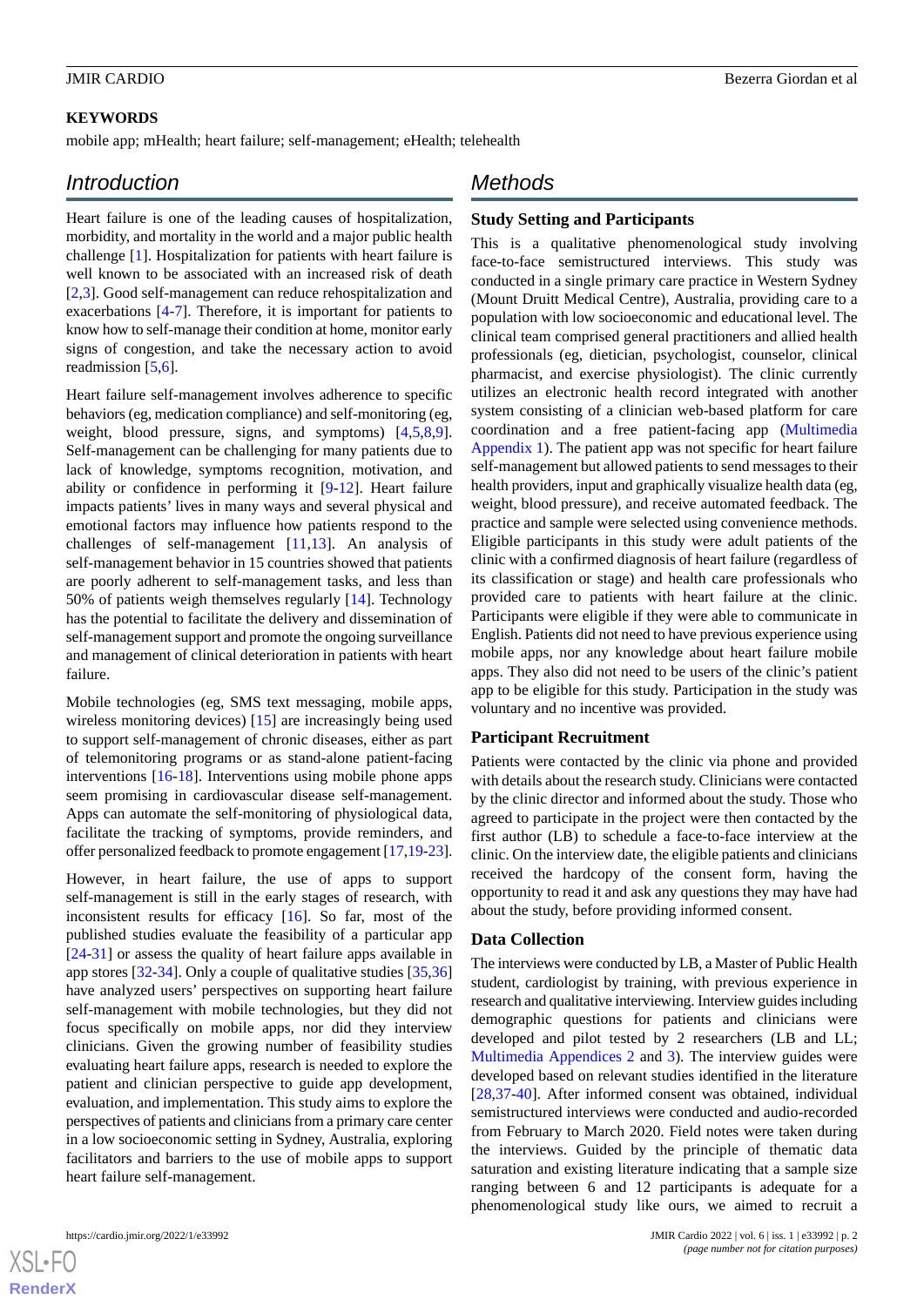**KEYWORDS**

mobile app; mHealth; heart failure; self-management; eHealth; telehealth

## Introduction

Heart failure is one of the leading causes of hospitalization, morbidity, and mortality in the world and a major public health challenge [1]. Hospitalization for patients with heart failure is well known to be associated with an increased risk of death [2,3]. Good self-management can reduce rehospitalization and exacerbations [4-7]. Therefore, it is important for patients to know how to self-manage their condition at home, monitor early signs of congestion, and take the necessary action to avoid readmission [5,6].

Heart failure self-management involves adherence to specific behaviors (eg, medication compliance) and self-monitoring (eg, weight, blood pressure, signs, and symptoms) [4,5,8,9]. Self-management can be challenging for many patients due to lack of knowledge, symptoms recognition, motivation, and ability or confidence in performing it [9-12]. Heart failure impacts patients' lives in many ways and several physical and emotional factors may influence how patients respond to the challenges of self-management [11,13]. An analysis of self-management behavior in 15 countries showed that patients are poorly adherent to self-management tasks, and less than 50% of patients weigh themselves regularly [14]. Technology has the potential to facilitate the delivery and dissemination of self-management support and promote the ongoing surveillance and management of clinical deterioration in patients with heart failure.

Mobile technologies (eg, SMS text messaging, mobile apps, wireless monitoring devices) [15] are increasingly being used to support self-management of chronic diseases, either as part of telemonitoring programs or as stand-alone patient-facing interventions [16-18]. Interventions using mobile phone apps seem promising in cardiovascular disease self-management. Apps can automate the self-monitoring of physiological data, facilitate the tracking of symptoms, provide reminders, and offer personalized feedback to promote engagement [17,19-23].

However, in heart failure, the use of apps to support self-management is still in the early stages of research, with inconsistent results for efficacy [16]. So far, most of the published studies evaluate the feasibility of a particular app [24-31] or assess the quality of heart failure apps available in app stores [32-34]. Only a couple of qualitative studies [35,36] have analyzed users' perspectives on supporting heart failure self-management with mobile technologies, but they did not focus specifically on mobile apps, nor did they interview clinicians. Given the growing number of feasibility studies evaluating heart failure apps, research is needed to explore the patient and clinician perspective to guide app development, evaluation, and implementation. This study aims to explore the perspectives of patients and clinicians from a primary care center in a low socioeconomic setting in Sydney, Australia, exploring facilitators and barriers to the use of mobile apps to support heart failure self-management.

## Methods

### Study Setting and Participants

This is a qualitative phenomenological study involving face-to-face semistructured interviews. This study was conducted in a single primary care practice in Western Sydney (Mount Druitt Medical Centre), Australia, providing care to a population with low socioeconomic and educational level. The clinical team comprised general practitioners and allied health professionals (eg, dietician, psychologist, counselor, clinical pharmacist, and exercise physiologist). The clinic currently utilizes an electronic health record integrated with another system consisting of a clinician web-based platform for care coordination and a free patient-facing app (Multimedia Appendix 1). The patient app was not specific for heart failure self-management but allowed patients to send messages to their health providers, input and graphically visualize health data (eg, weight, blood pressure), and receive automated feedback. The practice and sample were selected using convenience methods. Eligible participants in this study were adult patients of the clinic with a confirmed diagnosis of heart failure (regardless of its classification or stage) and health care professionals who provided care to patients with heart failure at the clinic. Participants were eligible if they were able to communicate in English. Patients did not need to have previous experience using mobile apps, nor any knowledge about heart failure mobile apps. They also did not need to be users of the clinic's patient app to be eligible for this study. Participation in the study was voluntary and no incentive was provided.

### Participant Recruitment

Patients were contacted by the clinic via phone and provided with details about the research study. Clinicians were contacted by the clinic director and informed about the study. Those who agreed to participate in the project were then contacted by the first author (LB) to schedule a face-to-face interview at the clinic. On the interview date, the eligible patients and clinicians received the hardcopy of the consent form, having the opportunity to read it and ask any questions they may have had about the study, before providing informed consent.

### Data Collection

The interviews were conducted by LB, a Master of Public Health student, cardiologist by training, with previous experience in research and qualitative interviewing. Interview guides including demographic questions for patients and clinicians were developed and pilot tested by 2 researchers (LB and LL; Multimedia Appendices 2 and 3). The interview guides were developed based on relevant studies identified in the literature [28,37-40]. After informed consent was obtained, individual semistructured interviews were conducted and audio-recorded from February to March 2020. Field notes were taken during the interviews. Guided by the principle of thematic data saturation and existing literature indicating that a sample size ranging between 6 and 12 participants is adequate for a phenomenological study like ours, we aimed to recruit a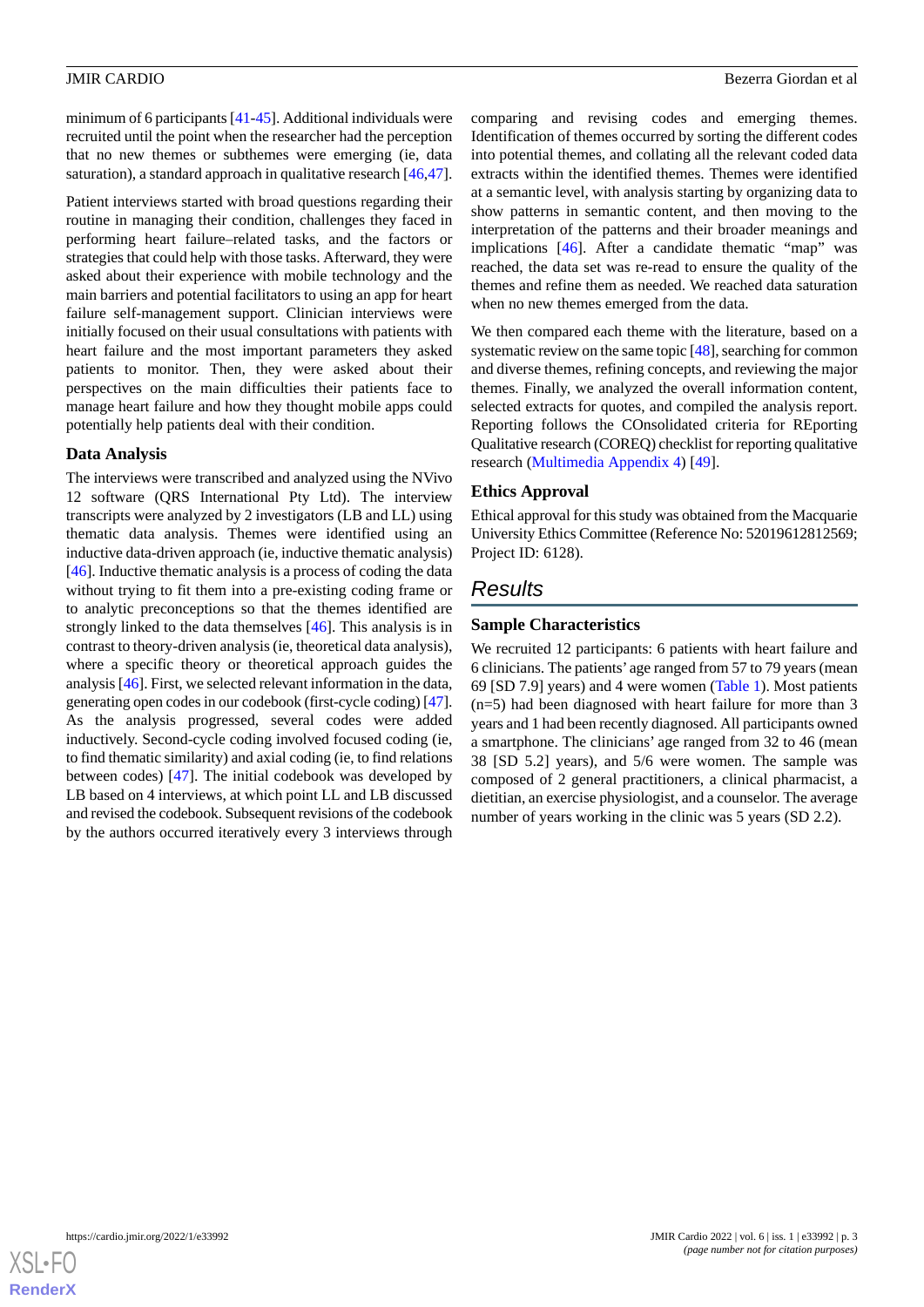minimum of 6 participants [41-45]. Additional individuals were recruited until the point when the researcher had the perception that no new themes or subthemes were emerging (ie, data saturation), a standard approach in qualitative research [46,47].

Patient interviews started with broad questions regarding their routine in managing their condition, challenges they faced in performing heart failure–related tasks, and the factors or strategies that could help with those tasks. Afterward, they were asked about their experience with mobile technology and the main barriers and potential facilitators to using an app for heart failure self-management support. Clinician interviews were initially focused on their usual consultations with patients with heart failure and the most important parameters they asked patients to monitor. Then, they were asked about their perspectives on the main difficulties their patients face to manage heart failure and how they thought mobile apps could potentially help patients deal with their condition.

### Data Analysis

The interviews were transcribed and analyzed using the NVivo 12 software (QRS International Pty Ltd). The interview transcripts were analyzed by 2 investigators (LB and LL) using thematic data analysis. Themes were identified using an inductive data-driven approach (ie, inductive thematic analysis) [46]. Inductive thematic analysis is a process of coding the data without trying to fit them into a pre-existing coding frame or to analytic preconceptions so that the themes identified are strongly linked to the data themselves [46]. This analysis is in contrast to theory-driven analysis (ie, theoretical data analysis), where a specific theory or theoretical approach guides the analysis [46]. First, we selected relevant information in the data, generating open codes in our codebook (first-cycle coding) [47]. As the analysis progressed, several codes were added inductively. Second-cycle coding involved focused coding (ie, to find thematic similarity) and axial coding (ie, to find relations between codes) [47]. The initial codebook was developed by LB based on 4 interviews, at which point LL and LB discussed and revised the codebook. Subsequent revisions of the codebook by the authors occurred iteratively every 3 interviews through comparing and revising codes and emerging themes. Identification of themes occurred by sorting the different codes into potential themes, and collating all the relevant coded data extracts within the identified themes. Themes were identified at a semantic level, with analysis starting by organizing data to show patterns in semantic content, and then moving to the interpretation of the patterns and their broader meanings and implications [46]. After a candidate thematic "map" was reached, the data set was re-read to ensure the quality of the themes and refine them as needed. We reached data saturation when no new themes emerged from the data.

We then compared each theme with the literature, based on a systematic review on the same topic [48], searching for common and diverse themes, refining concepts, and reviewing the major themes. Finally, we analyzed the overall information content, selected extracts for quotes, and compiled the analysis report. Reporting follows the COnsolidated criteria for REporting Qualitative research (COREQ) checklist for reporting qualitative research (Multimedia Appendix 4) [49].

### Ethics Approval

Ethical approval for this study was obtained from the Macquarie University Ethics Committee (Reference No: 52019612812569; Project ID: 6128).

## Results

### Sample Characteristics

We recruited 12 participants: 6 patients with heart failure and 6 clinicians. The patients' age ranged from 57 to 79 years (mean 69 [SD 7.9] years) and 4 were women (Table 1). Most patients (n=5) had been diagnosed with heart failure for more than 3 years and 1 had been recently diagnosed. All participants owned a smartphone. The clinicians' age ranged from 32 to 46 (mean 38 [SD 5.2] years), and 5/6 were women. The sample was composed of 2 general practitioners, a clinical pharmacist, a dietitian, an exercise physiologist, and a counselor. The average number of years working in the clinic was 5 years (SD 2.2).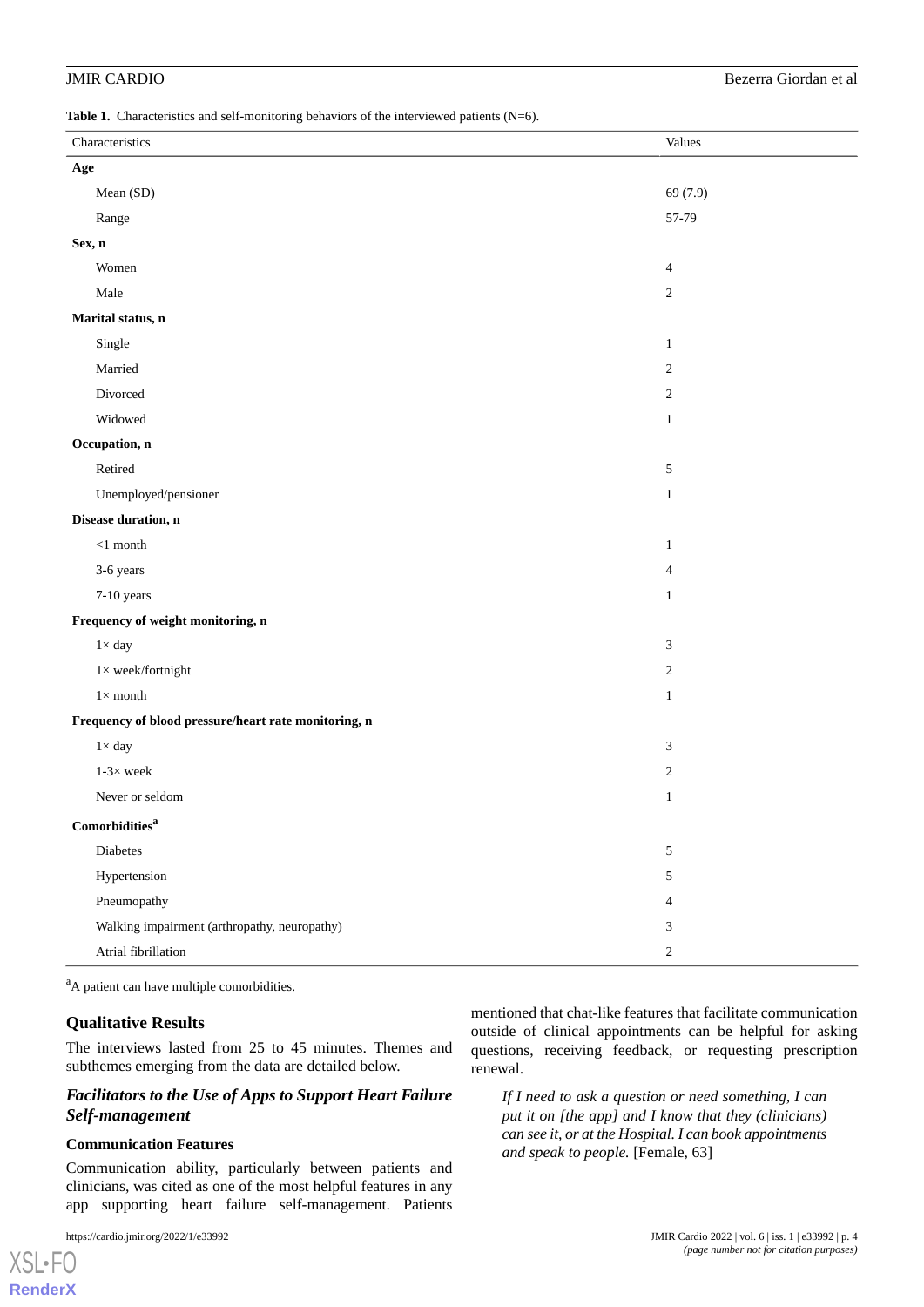**Table 1.** Characteristics and self-monitoring behaviors of the interviewed patients (N=6).

| Characteristics | Values |
|---|---|
| **Age** | |
| Mean (SD) | 69 (7.9) |
| Range | 57-79 |
| **Sex, n** | |
| Women | 4 |
| Male | 2 |
| **Marital status, n** | |
| Single | 1 |
| Married | 2 |
| Divorced | 2 |
| Widowed | 1 |
| **Occupation, n** | |
| Retired | 5 |
| Unemployed/pensioner | 1 |
| **Disease duration, n** | |
| <1 month | 1 |
| 3-6 years | 4 |
| 7-10 years | 1 |
| **Frequency of weight monitoring, n** | |
| 1× day | 3 |
| 1× week/fortnight | 2 |
| 1× month | 1 |
| **Frequency of blood pressure/heart rate monitoring, n** | |
| 1× day | 3 |
| 1-3× week | 2 |
| Never or seldom | 1 |
| **Comorbidities**[a] | |
| Diabetes | 5 |
| Hypertension | 5 |
| Pneumopathy | 4 |
| Walking impairment (arthropathy, neuropathy) | 3 |
| Atrial fibrillation | 2 |

[a]A patient can have multiple comorbidities.

## Qualitative Results

The interviews lasted from 25 to 45 minutes. Themes and subthemes emerging from the data are detailed below.

### *Facilitators to the Use of Apps to Support Heart Failure Self-management*

#### Communication Features

Communication ability, particularly between patients and clinicians, was cited as one of the most helpful features in any app supporting heart failure self-management. Patients mentioned that chat-like features that facilitate communication outside of clinical appointments can be helpful for asking questions, receiving feedback, or requesting prescription renewal.

> *If I need to ask a question or need something, I can put it on [the app] and I know that they (clinicians) can see it, or at the Hospital. I can book appointments and speak to people.* [Female, 63]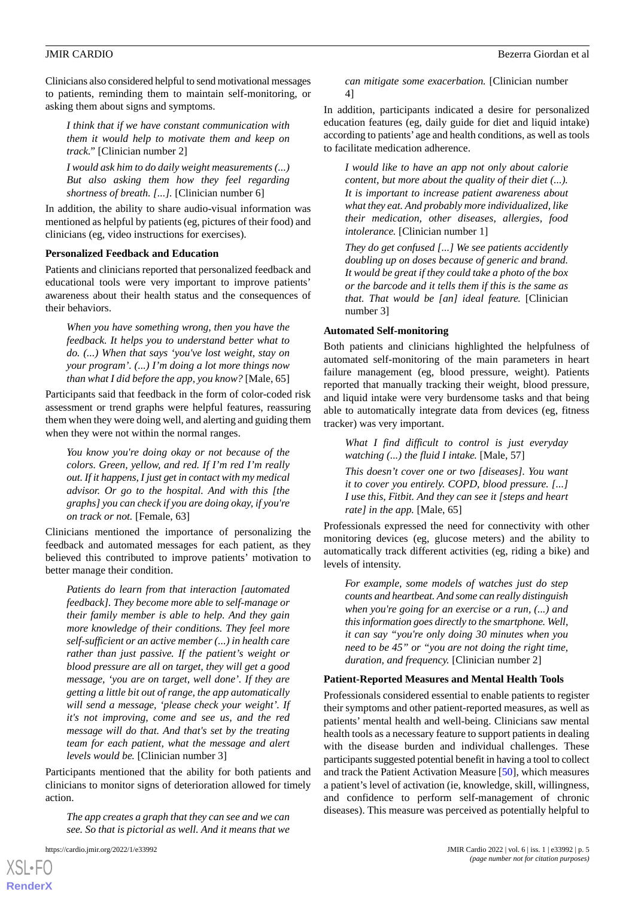Clinicians also considered helpful to send motivational messages to patients, reminding them to maintain self-monitoring, or asking them about signs and symptoms.

> *I think that if we have constant communication with them it would help to motivate them and keep on track.*" [Clinician number 2]

> *I would ask him to do daily weight measurements (...) But also asking them how they feel regarding shortness of breath. [...].* [Clinician number 6]

In addition, the ability to share audio-visual information was mentioned as helpful by patients (eg, pictures of their food) and clinicians (eg, video instructions for exercises).

### Personalized Feedback and Education

Patients and clinicians reported that personalized feedback and educational tools were very important to improve patients' awareness about their health status and the consequences of their behaviors.

> *When you have something wrong, then you have the feedback. It helps you to understand better what to do. (...) When that says 'you've lost weight, stay on your program'. (...) I'm doing a lot more things now than what I did before the app, you know?* [Male, 65]

Participants said that feedback in the form of color-coded risk assessment or trend graphs were helpful features, reassuring them when they were doing well, and alerting and guiding them when they were not within the normal ranges.

> *You know you're doing okay or not because of the colors. Green, yellow, and red. If I'm red I'm really out. If it happens, I just get in contact with my medical advisor. Or go to the hospital. And with this [the graphs] you can check if you are doing okay, if you're on track or not.* [Female, 63]

Clinicians mentioned the importance of personalizing the feedback and automated messages for each patient, as they believed this contributed to improve patients' motivation to better manage their condition.

> *Patients do learn from that interaction [automated feedback]. They become more able to self-manage or their family member is able to help. And they gain more knowledge of their conditions. They feel more self-sufficient or an active member (...) in health care rather than just passive. If the patient's weight or blood pressure are all on target, they will get a good message, 'you are on target, well done'. If they are getting a little bit out of range, the app automatically will send a message, 'please check your weight'. If it's not improving, come and see us, and the red message will do that. And that's set by the treating team for each patient, what the message and alert levels would be.* [Clinician number 3]

Participants mentioned that the ability for both patients and clinicians to monitor signs of deterioration allowed for timely action.

> *The app creates a graph that they can see and we can see. So that is pictorial as well. And it means that we can mitigate some exacerbation.* [Clinician number 4]

In addition, participants indicated a desire for personalized education features (eg, daily guide for diet and liquid intake) according to patients' age and health conditions, as well as tools to facilitate medication adherence.

> *I would like to have an app not only about calorie content, but more about the quality of their diet (...). It is important to increase patient awareness about what they eat. And probably more individualized, like their medication, other diseases, allergies, food intolerance.* [Clinician number 1]

> *They do get confused [...] We see patients accidently doubling up on doses because of generic and brand. It would be great if they could take a photo of the box or the barcode and it tells them if this is the same as that. That would be [an] ideal feature.* [Clinician number 3]

### Automated Self-monitoring

Both patients and clinicians highlighted the helpfulness of automated self-monitoring of the main parameters in heart failure management (eg, blood pressure, weight). Patients reported that manually tracking their weight, blood pressure, and liquid intake were very burdensome tasks and that being able to automatically integrate data from devices (eg, fitness tracker) was very important.

> *What I find difficult to control is just everyday watching (...) the fluid I intake.* [Male, 57]

> *This doesn't cover one or two [diseases]. You want it to cover you entirely. COPD, blood pressure. [...] I use this, Fitbit. And they can see it [steps and heart rate] in the app.* [Male, 65]

Professionals expressed the need for connectivity with other monitoring devices (eg, glucose meters) and the ability to automatically track different activities (eg, riding a bike) and levels of intensity.

> *For example, some models of watches just do step counts and heartbeat. And some can really distinguish when you're going for an exercise or a run, (...) and this information goes directly to the smartphone. Well, it can say "you're only doing 30 minutes when you need to be 45" or "you are not doing the right time, duration, and frequency.* [Clinician number 2]

### Patient-Reported Measures and Mental Health Tools

Professionals considered essential to enable patients to register their symptoms and other patient-reported measures, as well as patients' mental health and well-being. Clinicians saw mental health tools as a necessary feature to support patients in dealing with the disease burden and individual challenges. These participants suggested potential benefit in having a tool to collect and track the Patient Activation Measure [50], which measures a patient's level of activation (ie, knowledge, skill, willingness, and confidence to perform self-management of chronic diseases). This measure was perceived as potentially helpful to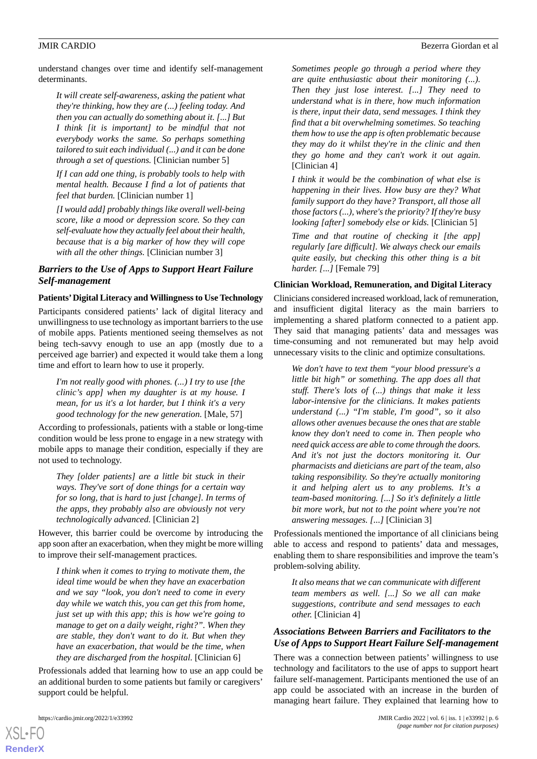understand changes over time and identify self-management determinants.

> *It will create self-awareness, asking the patient what they're thinking, how they are (...) feeling today. And then you can actually do something about it. [...] But I think [it is important] to be mindful that not everybody works the same. So perhaps something tailored to suit each individual (...) and it can be done through a set of questions.* [Clinician number 5]

> *If I can add one thing, is probably tools to help with mental health. Because I find a lot of patients that feel that burden.* [Clinician number 1]

> *[I would add] probably things like overall well-being score, like a mood or depression score. So they can self-evaluate how they actually feel about their health, because that is a big marker of how they will cope with all the other things.* [Clinician number 3]

### *Barriers to the Use of Apps to Support Heart Failure Self-management*

#### Patients' Digital Literacy and Willingness to Use Technology

Participants considered patients' lack of digital literacy and unwillingness to use technology as important barriers to the use of mobile apps. Patients mentioned seeing themselves as not being tech-savvy enough to use an app (mostly due to a perceived age barrier) and expected it would take them a long time and effort to learn how to use it properly.

> *I'm not really good with phones. (...) I try to use [the clinic's app] when my daughter is at my house. I mean, for us it's a lot harder, but I think it's a very good technology for the new generation.* [Male, 57]

According to professionals, patients with a stable or long-time condition would be less prone to engage in a new strategy with mobile apps to manage their condition, especially if they are not used to technology.

> *They [older patients] are a little bit stuck in their ways. They've sort of done things for a certain way for so long, that is hard to just [change]. In terms of the apps, they probably also are obviously not very technologically advanced.* [Clinician 2]

However, this barrier could be overcome by introducing the app soon after an exacerbation, when they might be more willing to improve their self-management practices.

> *I think when it comes to trying to motivate them, the ideal time would be when they have an exacerbation and we say "look, you don't need to come in every day while we watch this, you can get this from home, just set up with this app; this is how we're going to manage to get on a daily weight, right?". When they are stable, they don't want to do it. But when they have an exacerbation, that would be the time, when they are discharged from the hospital.* [Clinician 6]

Professionals added that learning how to use an app could be an additional burden to some patients but family or caregivers' support could be helpful.

> *Sometimes people go through a period where they are quite enthusiastic about their monitoring (...). Then they just lose interest. [...] They need to understand what is in there, how much information is there, input their data, send messages. I think they find that a bit overwhelming sometimes. So teaching them how to use the app is often problematic because they may do it whilst they're in the clinic and then they go home and they can't work it out again.* [Clinician 4]

> *I think it would be the combination of what else is happening in their lives. How busy are they? What family support do they have? Transport, all those all those factors (...), where's the priority? If they're busy looking [after] somebody else or kids.* [Clinician 5]

> *Time and that routine of checking it [the app] regularly [are difficult]. We always check our emails quite easily, but checking this other thing is a bit harder. [...]* [Female 79]

#### Clinician Workload, Remuneration, and Digital Literacy

Clinicians considered increased workload, lack of remuneration, and insufficient digital literacy as the main barriers to implementing a shared platform connected to a patient app. They said that managing patients' data and messages was time-consuming and not remunerated but may help avoid unnecessary visits to the clinic and optimize consultations.

> *We don't have to text them "your blood pressure's a little bit high" or something. The app does all that stuff. There's lots of (...) things that make it less labor-intensive for the clinicians. It makes patients understand (...) "I'm stable, I'm good", so it also allows other avenues because the ones that are stable know they don't need to come in. Then people who need quick access are able to come through the doors. And it's not just the doctors monitoring it. Our pharmacists and dieticians are part of the team, also taking responsibility. So they're actually monitoring it and helping alert us to any problems. It's a team-based monitoring. [...] So it's definitely a little bit more work, but not to the point where you're not answering messages. [...]* [Clinician 3]

Professionals mentioned the importance of all clinicians being able to access and respond to patients' data and messages, enabling them to share responsibilities and improve the team's problem-solving ability.

> *It also means that we can communicate with different team members as well. [...] So we all can make suggestions, contribute and send messages to each other.* [Clinician 4]

### *Associations Between Barriers and Facilitators to the Use of Apps to Support Heart Failure Self-management*

There was a connection between patients' willingness to use technology and facilitators to the use of apps to support heart failure self-management. Participants mentioned the use of an app could be associated with an increase in the burden of managing heart failure. They explained that learning how to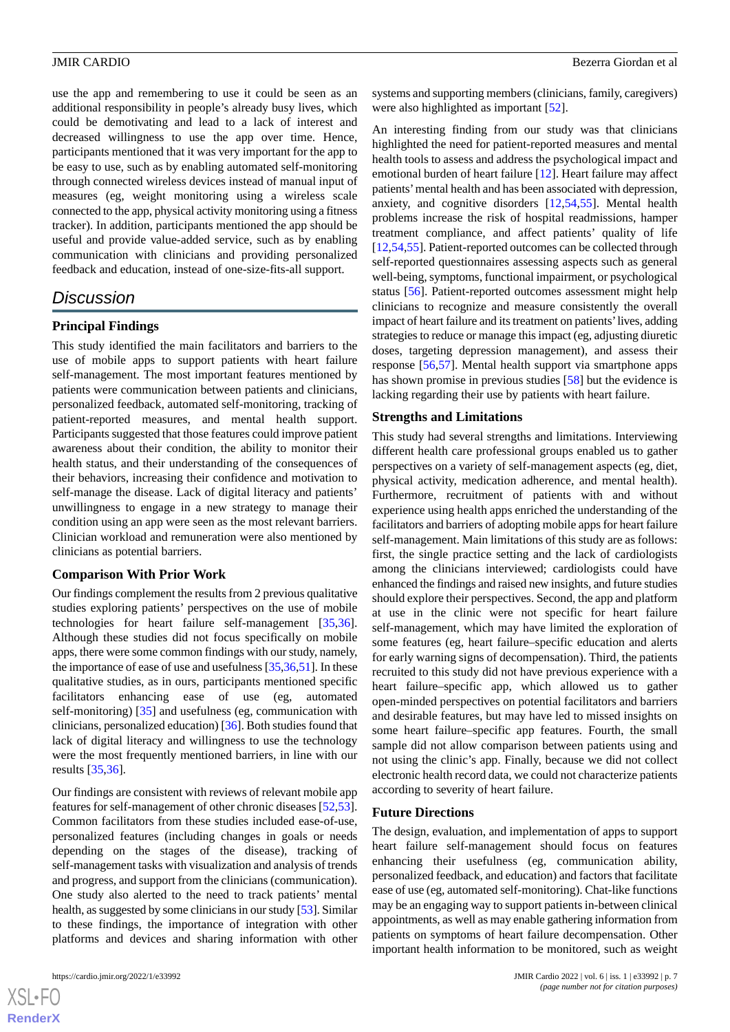use the app and remembering to use it could be seen as an additional responsibility in people's already busy lives, which could be demotivating and lead to a lack of interest and decreased willingness to use the app over time. Hence, participants mentioned that it was very important for the app to be easy to use, such as by enabling automated self-monitoring through connected wireless devices instead of manual input of measures (eg, weight monitoring using a wireless scale connected to the app, physical activity monitoring using a fitness tracker). In addition, participants mentioned the app should be useful and provide value-added service, such as by enabling communication with clinicians and providing personalized feedback and education, instead of one-size-fits-all support.

## Discussion

### Principal Findings

This study identified the main facilitators and barriers to the use of mobile apps to support patients with heart failure self-management. The most important features mentioned by patients were communication between patients and clinicians, personalized feedback, automated self-monitoring, tracking of patient-reported measures, and mental health support. Participants suggested that those features could improve patient awareness about their condition, the ability to monitor their health status, and their understanding of the consequences of their behaviors, increasing their confidence and motivation to self-manage the disease. Lack of digital literacy and patients' unwillingness to engage in a new strategy to manage their condition using an app were seen as the most relevant barriers. Clinician workload and remuneration were also mentioned by clinicians as potential barriers.

### Comparison With Prior Work

Our findings complement the results from 2 previous qualitative studies exploring patients' perspectives on the use of mobile technologies for heart failure self-management [35,36]. Although these studies did not focus specifically on mobile apps, there were some common findings with our study, namely, the importance of ease of use and usefulness [35,36,51]. In these qualitative studies, as in ours, participants mentioned specific facilitators enhancing ease of use (eg, automated self-monitoring) [35] and usefulness (eg, communication with clinicians, personalized education) [36]. Both studies found that lack of digital literacy and willingness to use the technology were the most frequently mentioned barriers, in line with our results [35,36].

Our findings are consistent with reviews of relevant mobile app features for self-management of other chronic diseases [52,53]. Common facilitators from these studies included ease-of-use, personalized features (including changes in goals or needs depending on the stages of the disease), tracking of self-management tasks with visualization and analysis of trends and progress, and support from the clinicians (communication). One study also alerted to the need to track patients' mental health, as suggested by some clinicians in our study [53]. Similar to these findings, the importance of integration with other platforms and devices and sharing information with other systems and supporting members (clinicians, family, caregivers) were also highlighted as important [52].

An interesting finding from our study was that clinicians highlighted the need for patient-reported measures and mental health tools to assess and address the psychological impact and emotional burden of heart failure [12]. Heart failure may affect patients' mental health and has been associated with depression, anxiety, and cognitive disorders [12,54,55]. Mental health problems increase the risk of hospital readmissions, hamper treatment compliance, and affect patients' quality of life [12,54,55]. Patient-reported outcomes can be collected through self-reported questionnaires assessing aspects such as general well-being, symptoms, functional impairment, or psychological status [56]. Patient-reported outcomes assessment might help clinicians to recognize and measure consistently the overall impact of heart failure and its treatment on patients' lives, adding strategies to reduce or manage this impact (eg, adjusting diuretic doses, targeting depression management), and assess their response [56,57]. Mental health support via smartphone apps has shown promise in previous studies [58] but the evidence is lacking regarding their use by patients with heart failure.

### Strengths and Limitations

This study had several strengths and limitations. Interviewing different health care professional groups enabled us to gather perspectives on a variety of self-management aspects (eg, diet, physical activity, medication adherence, and mental health). Furthermore, recruitment of patients with and without experience using health apps enriched the understanding of the facilitators and barriers of adopting mobile apps for heart failure self-management. Main limitations of this study are as follows: first, the single practice setting and the lack of cardiologists among the clinicians interviewed; cardiologists could have enhanced the findings and raised new insights, and future studies should explore their perspectives. Second, the app and platform at use in the clinic were not specific for heart failure self-management, which may have limited the exploration of some features (eg, heart failure–specific education and alerts for early warning signs of decompensation). Third, the patients recruited to this study did not have previous experience with a heart failure–specific app, which allowed us to gather open-minded perspectives on potential facilitators and barriers and desirable features, but may have led to missed insights on some heart failure–specific app features. Fourth, the small sample did not allow comparison between patients using and not using the clinic's app. Finally, because we did not collect electronic health record data, we could not characterize patients according to severity of heart failure.

### Future Directions

The design, evaluation, and implementation of apps to support heart failure self-management should focus on features enhancing their usefulness (eg, communication ability, personalized feedback, and education) and factors that facilitate ease of use (eg, automated self-monitoring). Chat-like functions may be an engaging way to support patients in-between clinical appointments, as well as may enable gathering information from patients on symptoms of heart failure decompensation. Other important health information to be monitored, such as weight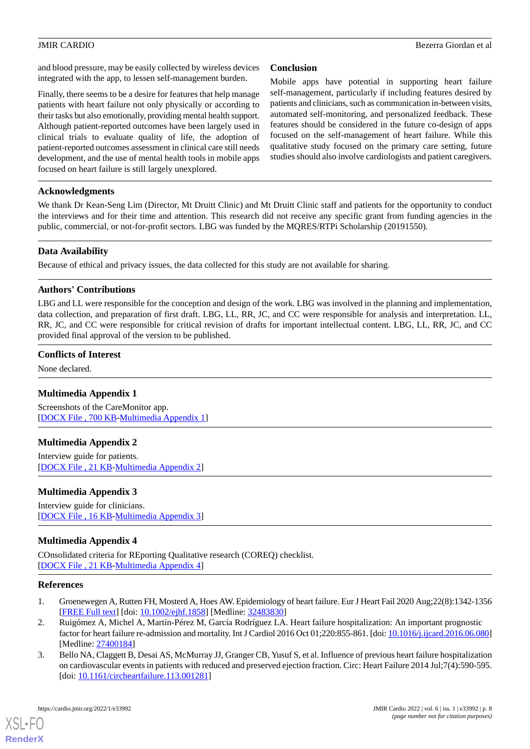and blood pressure, may be easily collected by wireless devices integrated with the app, to lessen self-management burden.

Finally, there seems to be a desire for features that help manage patients with heart failure not only physically or according to their tasks but also emotionally, providing mental health support. Although patient-reported outcomes have been largely used in clinical trials to evaluate quality of life, the adoption of patient-reported outcomes assessment in clinical care still needs development, and the use of mental health tools in mobile apps focused on heart failure is still largely unexplored.

## Conclusion

Mobile apps have potential in supporting heart failure self-management, particularly if including features desired by patients and clinicians, such as communication in-between visits, automated self-monitoring, and personalized feedback. These features should be considered in the future co-design of apps focused on the self-management of heart failure. While this qualitative study focused on the primary care setting, future studies should also involve cardiologists and patient caregivers.

## Acknowledgments

We thank Dr Kean-Seng Lim (Director, Mt Druitt Clinic) and Mt Druitt Clinic staff and patients for the opportunity to conduct the interviews and for their time and attention. This research did not receive any specific grant from funding agencies in the public, commercial, or not-for-profit sectors. LBG was funded by the MQRES/RTPi Scholarship (20191550).

## Data Availability

Because of ethical and privacy issues, the data collected for this study are not available for sharing.

## Authors' Contributions

LBG and LL were responsible for the conception and design of the work. LBG was involved in the planning and implementation, data collection, and preparation of first draft. LBG, LL, RR, JC, and CC were responsible for analysis and interpretation. LL, RR, JC, and CC were responsible for critical revision of drafts for important intellectual content. LBG, LL, RR, JC, and CC provided final approval of the version to be published.

## Conflicts of Interest

None declared.

## Multimedia Appendix 1

Screenshots of the CareMonitor app.
[DOCX File , 700 KB-Multimedia Appendix 1]

## Multimedia Appendix 2

Interview guide for patients.
[DOCX File , 21 KB-Multimedia Appendix 2]

## Multimedia Appendix 3

Interview guide for clinicians.
[DOCX File , 16 KB-Multimedia Appendix 3]

## Multimedia Appendix 4

COnsolidated criteria for REporting Qualitative research (COREQ) checklist.
[DOCX File , 21 KB-Multimedia Appendix 4]

## References

1. Groenewegen A, Rutten FH, Mosterd A, Hoes AW. Epidemiology of heart failure. Eur J Heart Fail 2020 Aug;22(8):1342-1356 [FREE Full text] [doi: 10.1002/ejhf.1858] [Medline: 32483830]
2. Ruigómez A, Michel A, Martín-Pérez M, García Rodríguez LA. Heart failure hospitalization: An important prognostic factor for heart failure re-admission and mortality. Int J Cardiol 2016 Oct 01;220:855-861. [doi: 10.1016/j.ijcard.2016.06.080] [Medline: 27400184]
3. Bello NA, Claggett B, Desai AS, McMurray JJ, Granger CB, Yusuf S, et al. Influence of previous heart failure hospitalization on cardiovascular events in patients with reduced and preserved ejection fraction. Circ: Heart Failure 2014 Jul;7(4):590-595. [doi: 10.1161/circheartfailure.113.001281]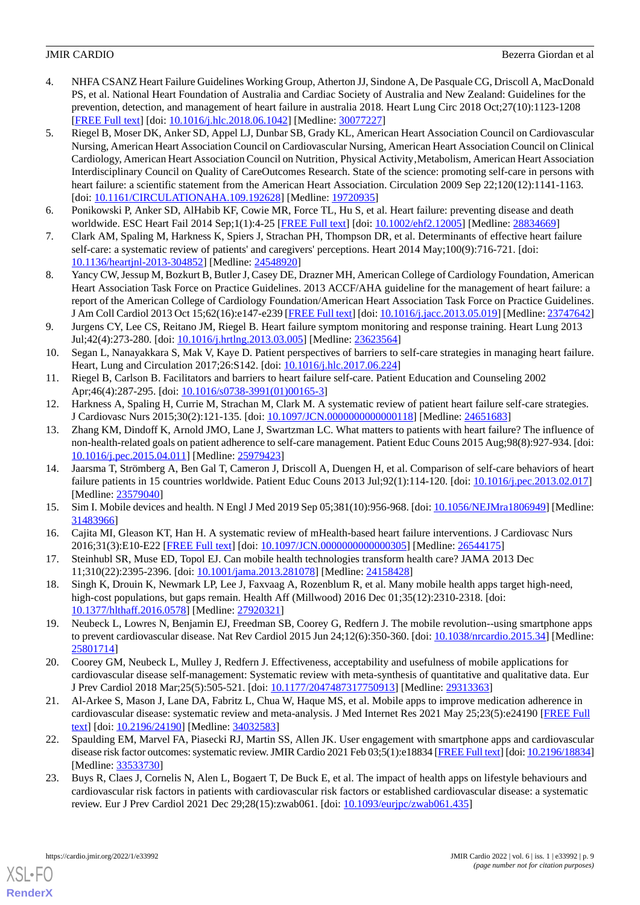4. NHFA CSANZ Heart Failure Guidelines Working Group, Atherton JJ, Sindone A, De Pasquale CG, Driscoll A, MacDonald PS, et al. National Heart Foundation of Australia and Cardiac Society of Australia and New Zealand: Guidelines for the prevention, detection, and management of heart failure in australia 2018. Heart Lung Circ 2018 Oct;27(10):1123-1208 [FREE Full text] [doi: 10.1016/j.hlc.2018.06.1042] [Medline: 30077227]
5. Riegel B, Moser DK, Anker SD, Appel LJ, Dunbar SB, Grady KL, American Heart Association Council on Cardiovascular Nursing, American Heart Association Council on Cardiovascular Nursing, American Heart Association Council on Clinical Cardiology, American Heart Association Council on Nutrition, Physical Activity,Metabolism, American Heart Association Interdisciplinary Council on Quality of CareOutcomes Research. State of the science: promoting self-care in persons with heart failure: a scientific statement from the American Heart Association. Circulation 2009 Sep 22;120(12):1141-1163. [doi: 10.1161/CIRCULATIONAHA.109.192628] [Medline: 19720935]
6. Ponikowski P, Anker SD, AlHabib KF, Cowie MR, Force TL, Hu S, et al. Heart failure: preventing disease and death worldwide. ESC Heart Fail 2014 Sep;1(1):4-25 [FREE Full text] [doi: 10.1002/ehf2.12005] [Medline: 28834669]
7. Clark AM, Spaling M, Harkness K, Spiers J, Strachan PH, Thompson DR, et al. Determinants of effective heart failure self-care: a systematic review of patients' and caregivers' perceptions. Heart 2014 May;100(9):716-721. [doi: 10.1136/heartjnl-2013-304852] [Medline: 24548920]
8. Yancy CW, Jessup M, Bozkurt B, Butler J, Casey DE, Drazner MH, American College of Cardiology Foundation, American Heart Association Task Force on Practice Guidelines. 2013 ACCF/AHA guideline for the management of heart failure: a report of the American College of Cardiology Foundation/American Heart Association Task Force on Practice Guidelines. J Am Coll Cardiol 2013 Oct 15;62(16):e147-e239 [FREE Full text] [doi: 10.1016/j.jacc.2013.05.019] [Medline: 23747642]
9. Jurgens CY, Lee CS, Reitano JM, Riegel B. Heart failure symptom monitoring and response training. Heart Lung 2013 Jul;42(4):273-280. [doi: 10.1016/j.hrtlng.2013.03.005] [Medline: 23623564]
10. Segan L, Nanayakkara S, Mak V, Kaye D. Patient perspectives of barriers to self-care strategies in managing heart failure. Heart, Lung and Circulation 2017;26:S142. [doi: 10.1016/j.hlc.2017.06.224]
11. Riegel B, Carlson B. Facilitators and barriers to heart failure self-care. Patient Education and Counseling 2002 Apr;46(4):287-295. [doi: 10.1016/s0738-3991(01)00165-3]
12. Harkness A, Spaling H, Currie M, Strachan M, Clark M. A systematic review of patient heart failure self-care strategies. J Cardiovasc Nurs 2015;30(2):121-135. [doi: 10.1097/JCN.0000000000000118] [Medline: 24651683]
13. Zhang KM, Dindoff K, Arnold JMO, Lane J, Swartzman LC. What matters to patients with heart failure? The influence of non-health-related goals on patient adherence to self-care management. Patient Educ Couns 2015 Aug;98(8):927-934. [doi: 10.1016/j.pec.2015.04.011] [Medline: 25979423]
14. Jaarsma T, Strömberg A, Ben Gal T, Cameron J, Driscoll A, Duengen H, et al. Comparison of self-care behaviors of heart failure patients in 15 countries worldwide. Patient Educ Couns 2013 Jul;92(1):114-120. [doi: 10.1016/j.pec.2013.02.017] [Medline: 23579040]
15. Sim I. Mobile devices and health. N Engl J Med 2019 Sep 05;381(10):956-968. [doi: 10.1056/NEJMra1806949] [Medline: 31483966]
16. Cajita MI, Gleason KT, Han H. A systematic review of mHealth-based heart failure interventions. J Cardiovasc Nurs 2016;31(3):E10-E22 [FREE Full text] [doi: 10.1097/JCN.0000000000000305] [Medline: 26544175]
17. Steinhubl SR, Muse ED, Topol EJ. Can mobile health technologies transform health care? JAMA 2013 Dec 11;310(22):2395-2396. [doi: 10.1001/jama.2013.281078] [Medline: 24158428]
18. Singh K, Drouin K, Newmark LP, Lee J, Faxvaag A, Rozenblum R, et al. Many mobile health apps target high-need, high-cost populations, but gaps remain. Health Aff (Millwood) 2016 Dec 01;35(12):2310-2318. [doi: 10.1377/hlthaff.2016.0578] [Medline: 27920321]
19. Neubeck L, Lowres N, Benjamin EJ, Freedman SB, Coorey G, Redfern J. The mobile revolution--using smartphone apps to prevent cardiovascular disease. Nat Rev Cardiol 2015 Jun 24;12(6):350-360. [doi: 10.1038/nrcardio.2015.34] [Medline: 25801714]
20. Coorey GM, Neubeck L, Mulley J, Redfern J. Effectiveness, acceptability and usefulness of mobile applications for cardiovascular disease self-management: Systematic review with meta-synthesis of quantitative and qualitative data. Eur J Prev Cardiol 2018 Mar;25(5):505-521. [doi: 10.1177/2047487317750913] [Medline: 29313363]
21. Al-Arkee S, Mason J, Lane DA, Fabritz L, Chua W, Haque MS, et al. Mobile apps to improve medication adherence in cardiovascular disease: systematic review and meta-analysis. J Med Internet Res 2021 May 25;23(5):e24190 [FREE Full text] [doi: 10.2196/24190] [Medline: 34032583]
22. Spaulding EM, Marvel FA, Piasecki RJ, Martin SS, Allen JK. User engagement with smartphone apps and cardiovascular disease risk factor outcomes: systematic review. JMIR Cardio 2021 Feb 03;5(1):e18834 [FREE Full text] [doi: 10.2196/18834] [Medline: 33533730]
23. Buys R, Claes J, Cornelis N, Alen L, Bogaert T, De Buck E, et al. The impact of health apps on lifestyle behaviours and cardiovascular risk factors in patients with cardiovascular risk factors or established cardiovascular disease: a systematic review. Eur J Prev Cardiol 2021 Dec 29;28(15):zwab061. [doi: 10.1093/eurjpc/zwab061.435]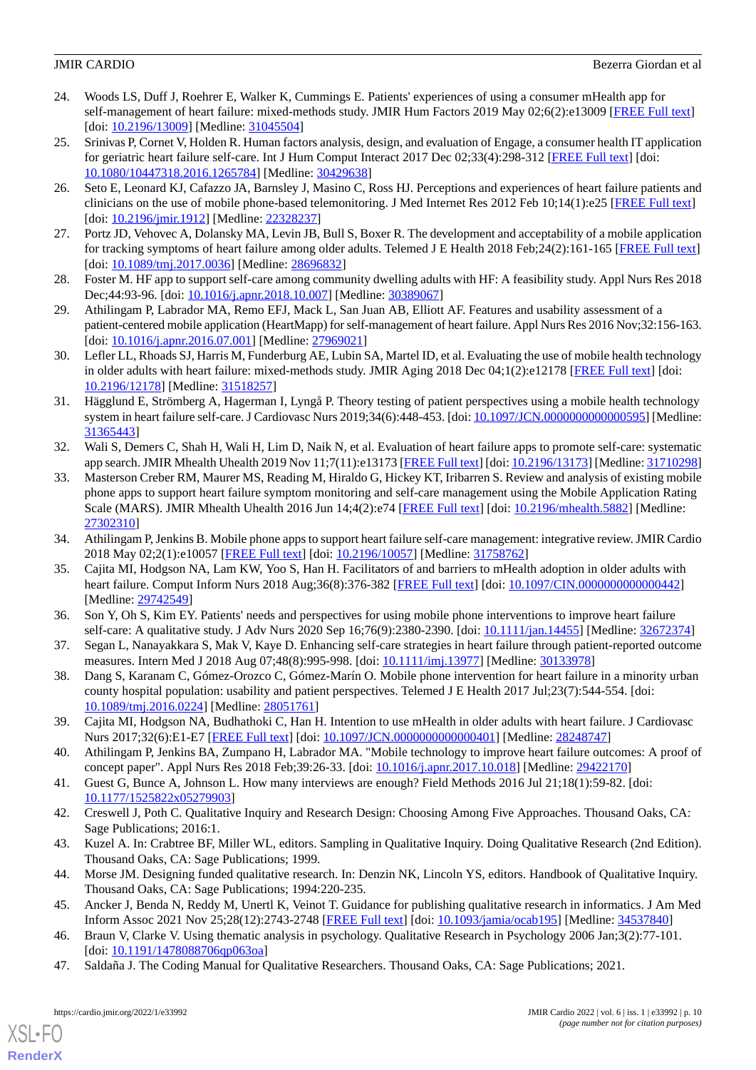24. Woods LS, Duff J, Roehrer E, Walker K, Cummings E. Patients' experiences of using a consumer mHealth app for self-management of heart failure: mixed-methods study. JMIR Hum Factors 2019 May 02;6(2):e13009 [FREE Full text] [doi: 10.2196/13009] [Medline: 31045504]
25. Srinivas P, Cornet V, Holden R. Human factors analysis, design, and evaluation of Engage, a consumer health IT application for geriatric heart failure self-care. Int J Hum Comput Interact 2017 Dec 02;33(4):298-312 [FREE Full text] [doi: 10.1080/10447318.2016.1265784] [Medline: 30429638]
26. Seto E, Leonard KJ, Cafazzo JA, Barnsley J, Masino C, Ross HJ. Perceptions and experiences of heart failure patients and clinicians on the use of mobile phone-based telemonitoring. J Med Internet Res 2012 Feb 10;14(1):e25 [FREE Full text] [doi: 10.2196/jmir.1912] [Medline: 22328237]
27. Portz JD, Vehovec A, Dolansky MA, Levin JB, Bull S, Boxer R. The development and acceptability of a mobile application for tracking symptoms of heart failure among older adults. Telemed J E Health 2018 Feb;24(2):161-165 [FREE Full text] [doi: 10.1089/tmj.2017.0036] [Medline: 28696832]
28. Foster M. HF app to support self-care among community dwelling adults with HF: A feasibility study. Appl Nurs Res 2018 Dec;44:93-96. [doi: 10.1016/j.apnr.2018.10.007] [Medline: 30389067]
29. Athilingam P, Labrador MA, Remo EFJ, Mack L, San Juan AB, Elliott AF. Features and usability assessment of a patient-centered mobile application (HeartMapp) for self-management of heart failure. Appl Nurs Res 2016 Nov;32:156-163. [doi: 10.1016/j.apnr.2016.07.001] [Medline: 27969021]
30. Lefler LL, Rhoads SJ, Harris M, Funderburg AE, Lubin SA, Martel ID, et al. Evaluating the use of mobile health technology in older adults with heart failure: mixed-methods study. JMIR Aging 2018 Dec 04;1(2):e12178 [FREE Full text] [doi: 10.2196/12178] [Medline: 31518257]
31. Hägglund E, Strömberg A, Hagerman I, Lyngå P. Theory testing of patient perspectives using a mobile health technology system in heart failure self-care. J Cardiovasc Nurs 2019;34(6):448-453. [doi: 10.1097/JCN.0000000000000595] [Medline: 31365443]
32. Wali S, Demers C, Shah H, Wali H, Lim D, Naik N, et al. Evaluation of heart failure apps to promote self-care: systematic app search. JMIR Mhealth Uhealth 2019 Nov 11;7(11):e13173 [FREE Full text] [doi: 10.2196/13173] [Medline: 31710298]
33. Masterson Creber RM, Maurer MS, Reading M, Hiraldo G, Hickey KT, Iribarren S. Review and analysis of existing mobile phone apps to support heart failure symptom monitoring and self-care management using the Mobile Application Rating Scale (MARS). JMIR Mhealth Uhealth 2016 Jun 14;4(2):e74 [FREE Full text] [doi: 10.2196/mhealth.5882] [Medline: 27302310]
34. Athilingam P, Jenkins B. Mobile phone apps to support heart failure self-care management: integrative review. JMIR Cardio 2018 May 02;2(1):e10057 [FREE Full text] [doi: 10.2196/10057] [Medline: 31758762]
35. Cajita MI, Hodgson NA, Lam KW, Yoo S, Han H. Facilitators of and barriers to mHealth adoption in older adults with heart failure. Comput Inform Nurs 2018 Aug;36(8):376-382 [FREE Full text] [doi: 10.1097/CIN.0000000000000442] [Medline: 29742549]
36. Son Y, Oh S, Kim EY. Patients' needs and perspectives for using mobile phone interventions to improve heart failure self-care: A qualitative study. J Adv Nurs 2020 Sep 16;76(9):2380-2390. [doi: 10.1111/jan.14455] [Medline: 32672374]
37. Segan L, Nanayakkara S, Mak V, Kaye D. Enhancing self-care strategies in heart failure through patient-reported outcome measures. Intern Med J 2018 Aug 07;48(8):995-998. [doi: 10.1111/imj.13977] [Medline: 30133978]
38. Dang S, Karanam C, Gómez-Orozco C, Gómez-Marín O. Mobile phone intervention for heart failure in a minority urban county hospital population: usability and patient perspectives. Telemed J E Health 2017 Jul;23(7):544-554. [doi: 10.1089/tmj.2016.0224] [Medline: 28051761]
39. Cajita MI, Hodgson NA, Budhathoki C, Han H. Intention to use mHealth in older adults with heart failure. J Cardiovasc Nurs 2017;32(6):E1-E7 [FREE Full text] [doi: 10.1097/JCN.0000000000000401] [Medline: 28248747]
40. Athilingam P, Jenkins BA, Zumpano H, Labrador MA. "Mobile technology to improve heart failure outcomes: A proof of concept paper". Appl Nurs Res 2018 Feb;39:26-33. [doi: 10.1016/j.apnr.2017.10.018] [Medline: 29422170]
41. Guest G, Bunce A, Johnson L. How many interviews are enough? Field Methods 2016 Jul 21;18(1):59-82. [doi: 10.1177/1525822x05279903]
42. Creswell J, Poth C. Qualitative Inquiry and Research Design: Choosing Among Five Approaches. Thousand Oaks, CA: Sage Publications; 2016:1.
43. Kuzel A. In: Crabtree BF, Miller WL, editors. Sampling in Qualitative Inquiry. Doing Qualitative Research (2nd Edition). Thousand Oaks, CA: Sage Publications; 1999.
44. Morse JM. Designing funded qualitative research. In: Denzin NK, Lincoln YS, editors. Handbook of Qualitative Inquiry. Thousand Oaks, CA: Sage Publications; 1994:220-235.
45. Ancker J, Benda N, Reddy M, Unertl K, Veinot T. Guidance for publishing qualitative research in informatics. J Am Med Inform Assoc 2021 Nov 25;28(12):2743-2748 [FREE Full text] [doi: 10.1093/jamia/ocab195] [Medline: 34537840]
46. Braun V, Clarke V. Using thematic analysis in psychology. Qualitative Research in Psychology 2006 Jan;3(2):77-101. [doi: 10.1191/1478088706qp063oa]
47. Saldaña J. The Coding Manual for Qualitative Researchers. Thousand Oaks, CA: Sage Publications; 2021.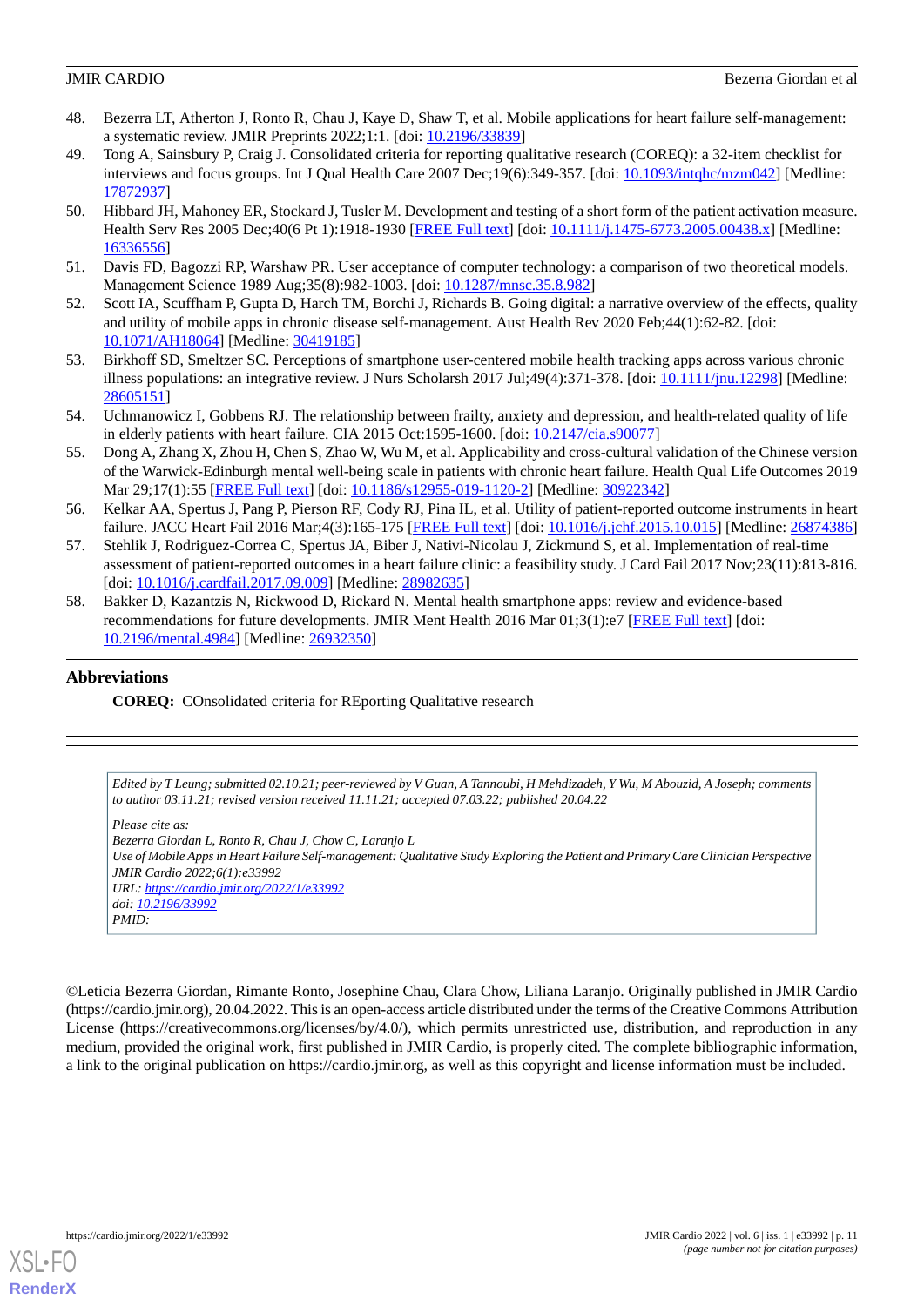48. Bezerra LT, Atherton J, Ronto R, Chau J, Kaye D, Shaw T, et al. Mobile applications for heart failure self-management: a systematic review. JMIR Preprints 2022;1:1. [doi: 10.2196/33839]
49. Tong A, Sainsbury P, Craig J. Consolidated criteria for reporting qualitative research (COREQ): a 32-item checklist for interviews and focus groups. Int J Qual Health Care 2007 Dec;19(6):349-357. [doi: 10.1093/intqhc/mzm042] [Medline: 17872937]
50. Hibbard JH, Mahoney ER, Stockard J, Tusler M. Development and testing of a short form of the patient activation measure. Health Serv Res 2005 Dec;40(6 Pt 1):1918-1930 [FREE Full text] [doi: 10.1111/j.1475-6773.2005.00438.x] [Medline: 16336556]
51. Davis FD, Bagozzi RP, Warshaw PR. User acceptance of computer technology: a comparison of two theoretical models. Management Science 1989 Aug;35(8):982-1003. [doi: 10.1287/mnsc.35.8.982]
52. Scott IA, Scuffham P, Gupta D, Harch TM, Borchi J, Richards B. Going digital: a narrative overview of the effects, quality and utility of mobile apps in chronic disease self-management. Aust Health Rev 2020 Feb;44(1):62-82. [doi: 10.1071/AH18064] [Medline: 30419185]
53. Birkhoff SD, Smeltzer SC. Perceptions of smartphone user-centered mobile health tracking apps across various chronic illness populations: an integrative review. J Nurs Scholarsh 2017 Jul;49(4):371-378. [doi: 10.1111/jnu.12298] [Medline: 28605151]
54. Uchmanowicz I, Gobbens RJ. The relationship between frailty, anxiety and depression, and health-related quality of life in elderly patients with heart failure. CIA 2015 Oct:1595-1600. [doi: 10.2147/cia.s90077]
55. Dong A, Zhang X, Zhou H, Chen S, Zhao W, Wu M, et al. Applicability and cross-cultural validation of the Chinese version of the Warwick-Edinburgh mental well-being scale in patients with chronic heart failure. Health Qual Life Outcomes 2019 Mar 29;17(1):55 [FREE Full text] [doi: 10.1186/s12955-019-1120-2] [Medline: 30922342]
56. Kelkar AA, Spertus J, Pang P, Pierson RF, Cody RJ, Pina IL, et al. Utility of patient-reported outcome instruments in heart failure. JACC Heart Fail 2016 Mar;4(3):165-175 [FREE Full text] [doi: 10.1016/j.jchf.2015.10.015] [Medline: 26874386]
57. Stehlik J, Rodriguez-Correa C, Spertus JA, Biber J, Nativi-Nicolau J, Zickmund S, et al. Implementation of real-time assessment of patient-reported outcomes in a heart failure clinic: a feasibility study. J Card Fail 2017 Nov;23(11):813-816. [doi: 10.1016/j.cardfail.2017.09.009] [Medline: 28982635]
58. Bakker D, Kazantzis N, Rickwood D, Rickard N. Mental health smartphone apps: review and evidence-based recommendations for future developments. JMIR Ment Health 2016 Mar 01;3(1):e7 [FREE Full text] [doi: 10.2196/mental.4984] [Medline: 26932350]

## Abbreviations

**COREQ:** COnsolidated criteria for REporting Qualitative research

*Edited by T Leung; submitted 02.10.21; peer-reviewed by V Guan, A Tannoubi, H Mehdizadeh, Y Wu, M Abouzid, A Joseph; comments to author 03.11.21; revised version received 11.11.21; accepted 07.03.22; published 20.04.22*

*Please cite as:*
*Bezerra Giordan L, Ronto R, Chau J, Chow C, Laranjo L*
*Use of Mobile Apps in Heart Failure Self-management: Qualitative Study Exploring the Patient and Primary Care Clinician Perspective*
*JMIR Cardio 2022;6(1):e33992*
*URL: https://cardio.jmir.org/2022/1/e33992*
*doi: 10.2196/33992*
*PMID:*

©Leticia Bezerra Giordan, Rimante Ronto, Josephine Chau, Clara Chow, Liliana Laranjo. Originally published in JMIR Cardio (https://cardio.jmir.org), 20.04.2022. This is an open-access article distributed under the terms of the Creative Commons Attribution License (https://creativecommons.org/licenses/by/4.0/), which permits unrestricted use, distribution, and reproduction in any medium, provided the original work, first published in JMIR Cardio, is properly cited. The complete bibliographic information, a link to the original publication on https://cardio.jmir.org, as well as this copyright and license information must be included.